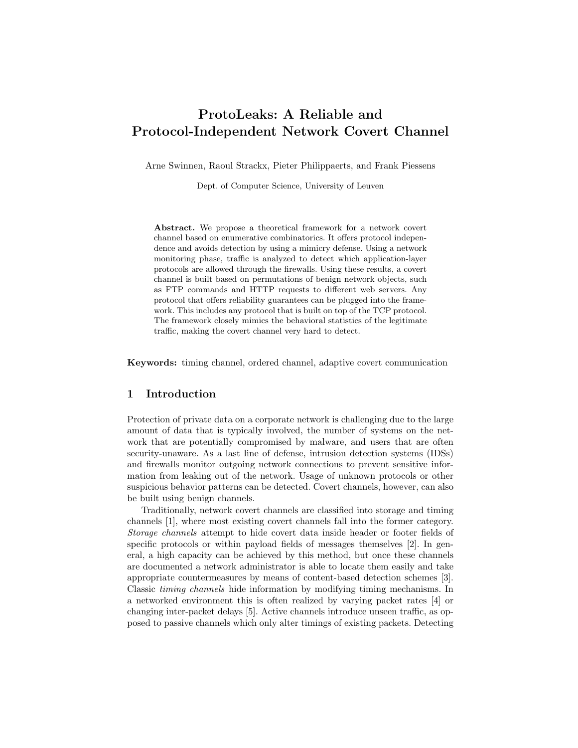# ProtoLeaks: A Reliable and Protocol-Independent Network Covert Channel

Arne Swinnen, Raoul Strackx, Pieter Philippaerts, and Frank Piessens

Dept. of Computer Science, University of Leuven

**Abstract.** We propose a theoretical framework for a network covert channel based on enumerative combinatorics. It offers protocol independence and avoids detection by using a mimicry defense. Using a network monitoring phase, traffic is analyzed to detect which application-layer protocols are allowed through the firewalls. Using these results, a covert channel is built based on permutations of benign network objects, such as FTP commands and HTTP requests to different web servers. Any protocol that offers reliability guarantees can be plugged into the framework. This includes any protocol that is built on top of the TCP protocol. The framework closely mimics the behavioral statistics of the legitimate traffic, making the covert channel very hard to detect.

**Keywords:** timing channel, ordered channel, adaptive covert communication

## 1 Introduction

Protection of private data on a corporate network is challenging due to the large amount of data that is typically involved, the number of systems on the network that are potentially compromised by malware, and users that are often security-unaware. As a last line of defense, intrusion detection systems (IDSs) and firewalls monitor outgoing network connections to prevent sensitive information from leaking out of the network. Usage of unknown protocols or other suspicious behavior patterns can be detected. Covert channels, however, can also be built using benign channels.

Traditionally, network covert channels are classified into storage and timing channels [1], where most existing covert channels fall into the former category. *Storage channels* attempt to hide covert data inside header or footer fields of specific protocols or within payload fields of messages themselves [2]. In general, a high capacity can be achieved by this method, but once these channels are documented a network administrator is able to locate them easily and take appropriate countermeasures by means of content-based detection schemes [3]. Classic *timing channels* hide information by modifying timing mechanisms. In a networked environment this is often realized by varying packet rates [4] or changing inter-packet delays [5]. Active channels introduce unseen traffic, as opposed to passive channels which only alter timings of existing packets. Detecting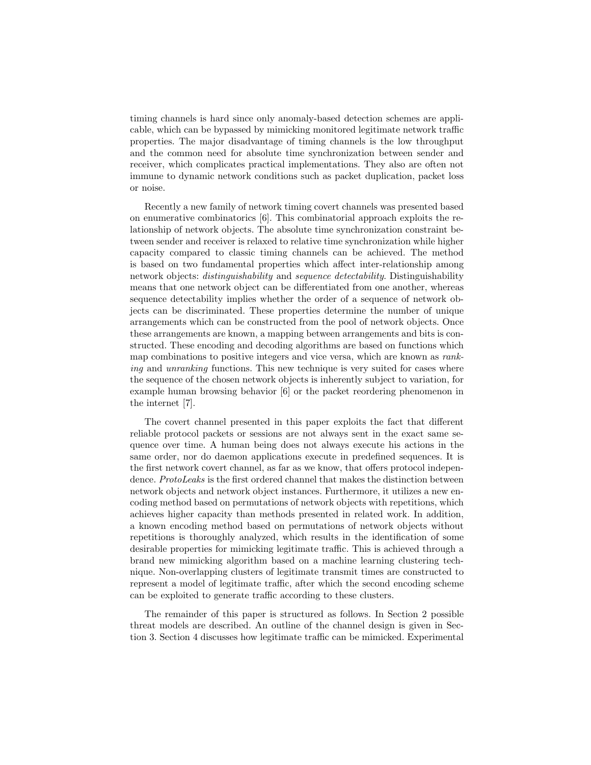timing channels is hard since only anomaly-based detection schemes are applicable, which can be bypassed by mimicking monitored legitimate network traffic properties. The major disadvantage of timing channels is the low throughput and the common need for absolute time synchronization between sender and receiver, which complicates practical implementations. They also are often not immune to dynamic network conditions such as packet duplication, packet loss or noise.

Recently a new family of network timing covert channels was presented based on enumerative combinatorics [6]. This combinatorial approach exploits the relationship of network objects. The absolute time synchronization constraint between sender and receiver is relaxed to relative time synchronization while higher capacity compared to classic timing channels can be achieved. The method is based on two fundamental properties which affect inter-relationship among network objects: *distinguishability* and *sequence detectability*. Distinguishability means that one network object can be differentiated from one another, whereas sequence detectability implies whether the order of a sequence of network objects can be discriminated. These properties determine the number of unique arrangements which can be constructed from the pool of network objects. Once these arrangements are known, a mapping between arrangements and bits is constructed. These encoding and decoding algorithms are based on functions which map combinations to positive integers and vice versa, which are known as *ranking* and *unranking* functions. This new technique is very suited for cases where the sequence of the chosen network objects is inherently subject to variation, for example human browsing behavior [6] or the packet reordering phenomenon in the internet [7].

The covert channel presented in this paper exploits the fact that different reliable protocol packets or sessions are not always sent in the exact same sequence over time. A human being does not always execute his actions in the same order, nor do daemon applications execute in predefined sequences. It is the first network covert channel, as far as we know, that offers protocol independence. *ProtoLeaks* is the first ordered channel that makes the distinction between network objects and network object instances. Furthermore, it utilizes a new encoding method based on permutations of network objects with repetitions, which achieves higher capacity than methods presented in related work. In addition, a known encoding method based on permutations of network objects without repetitions is thoroughly analyzed, which results in the identification of some desirable properties for mimicking legitimate traffic. This is achieved through a brand new mimicking algorithm based on a machine learning clustering technique. Non-overlapping clusters of legitimate transmit times are constructed to represent a model of legitimate traffic, after which the second encoding scheme can be exploited to generate traffic according to these clusters.

The remainder of this paper is structured as follows. In Section 2 possible threat models are described. An outline of the channel design is given in Section 3. Section 4 discusses how legitimate traffic can be mimicked. Experimental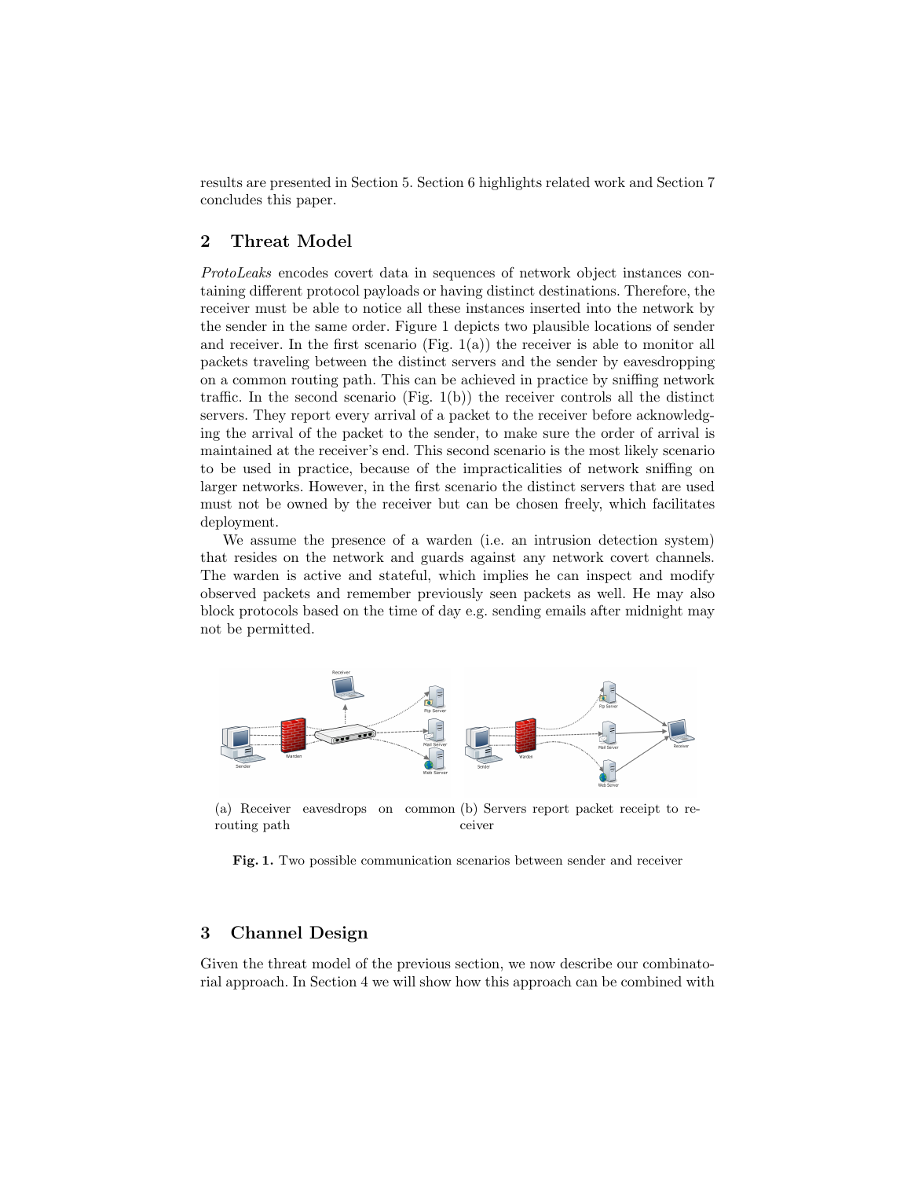results are presented in Section 5. Section 6 highlights related work and Section 7 concludes this paper.

## 2 Threat Model

*ProtoLeaks* encodes covert data in sequences of network object instances containing different protocol payloads or having distinct destinations. Therefore, the receiver must be able to notice all these instances inserted into the network by the sender in the same order. Figure 1 depicts two plausible locations of sender and receiver. In the first scenario (Fig. 1(a)) the receiver is able to monitor all packets traveling between the distinct servers and the sender by eavesdropping on a common routing path. This can be achieved in practice by sniffing network traffic. In the second scenario (Fig. 1(b)) the receiver controls all the distinct servers. They report every arrival of a packet to the receiver before acknowledging the arrival of the packet to the sender, to make sure the order of arrival is maintained at the receiver's end. This second scenario is the most likely scenario to be used in practice, because of the impracticalities of network sniffing on larger networks. However, in the first scenario the distinct servers that are used must not be owned by the receiver but can be chosen freely, which facilitates deployment.

We assume the presence of a warden (i.e. an intrusion detection system) that resides on the network and guards against any network covert channels. The warden is active and stateful, which implies he can inspect and modify observed packets and remember previously seen packets as well. He may also block protocols based on the time of day e.g. sending emails after midnight may not be permitted.

(a) Receiver eavesdrops on common routing path (b) Servers report packet receipt to receiver

**Fig. 1.** Two possible communication scenarios between sender and receiver

## 3 Channel Design

Given the threat model of the previous section, we now describe our combinatorial approach. In Section 4 we will show how this approach can be combined with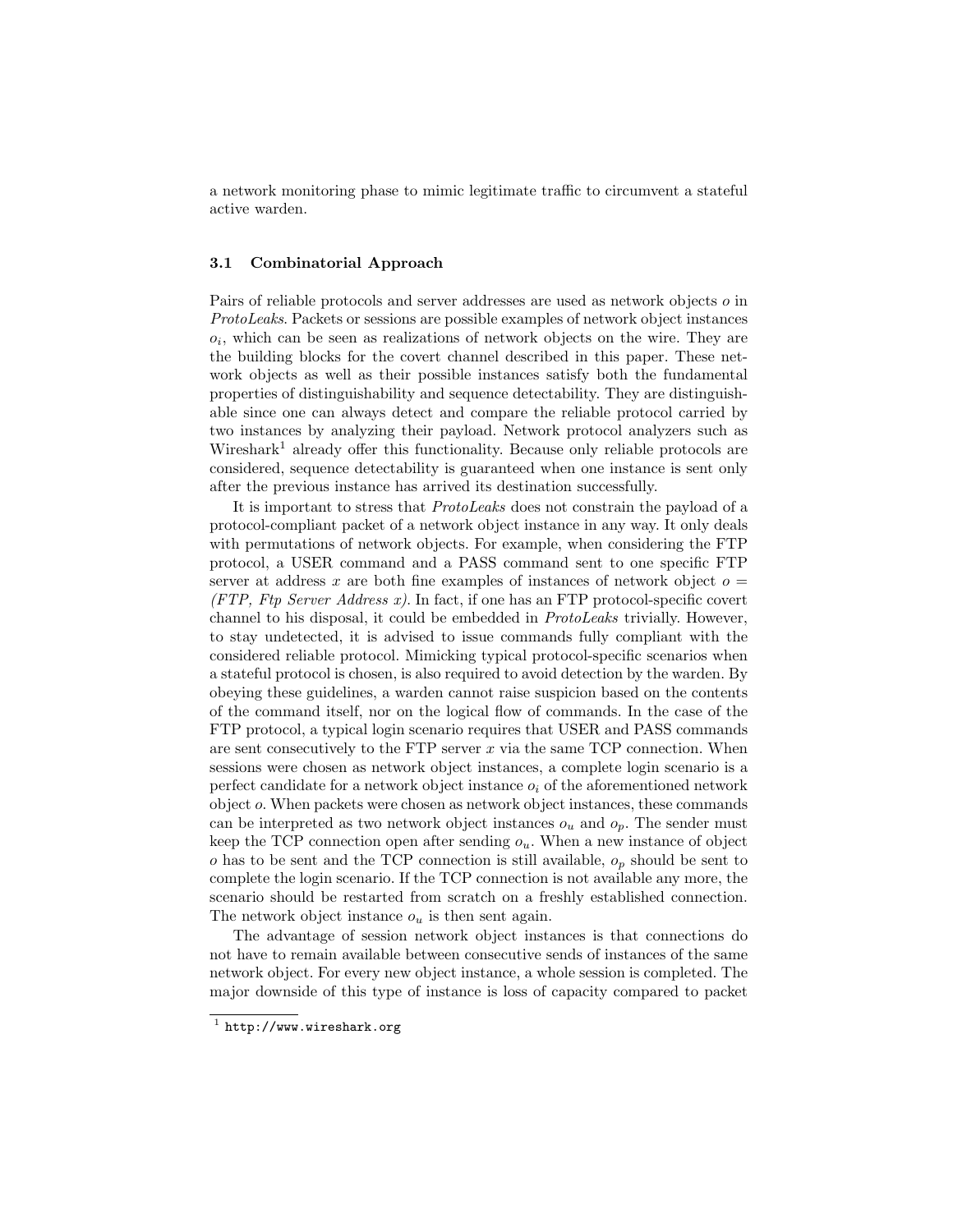a network monitoring phase to mimic legitimate traffic to circumvent a stateful active warden.

### 3.1 Combinatorial Approach

Pairs of reliable protocols and server addresses are used as network objects $o$ in *ProtoLeaks*. Packets or sessions are possible examples of network object instances $o_i$, which can be seen as realizations of network objects on the wire. They are the building blocks for the covert channel described in this paper. These network objects as well as their possible instances satisfy both the fundamental properties of distinguishability and sequence detectability. They are distinguishable since one can always detect and compare the reliable protocol carried by two instances by analyzing their payload. Network protocol analyzers such as Wireshark[1] already offer this functionality. Because only reliable protocols are considered, sequence detectability is guaranteed when one instance is sent only after the previous instance has arrived its destination successfully.

It is important to stress that *ProtoLeaks* does not constrain the payload of a protocol-compliant packet of a network object instance in any way. It only deals with permutations of network objects. For example, when considering the FTP protocol, a USER command and a PASS command sent to one specific FTP server at address $x$ are both fine examples of instances of network object $o =$ *(FTP, Ftp Server Address x)*. In fact, if one has an FTP protocol-specific covert channel to his disposal, it could be embedded in *ProtoLeaks* trivially. However, to stay undetected, it is advised to issue commands fully compliant with the considered reliable protocol. Mimicking typical protocol-specific scenarios when a stateful protocol is chosen, is also required to avoid detection by the warden. By obeying these guidelines, a warden cannot raise suspicion based on the contents of the command itself, nor on the logical flow of commands. In the case of the FTP protocol, a typical login scenario requires that USER and PASS commands are sent consecutively to the FTP server $x$ via the same TCP connection. When sessions were chosen as network object instances, a complete login scenario is a perfect candidate for a network object instance $o_i$ of the aforementioned network object $o$. When packets were chosen as network object instances, these commands can be interpreted as two network object instances $o_u$ and $o_p$. The sender must keep the TCP connection open after sending $o_u$. When a new instance of object $o$ has to be sent and the TCP connection is still available, $o_p$ should be sent to complete the login scenario. If the TCP connection is not available any more, the scenario should be restarted from scratch on a freshly established connection. The network object instance $o_u$ is then sent again.

The advantage of session network object instances is that connections do not have to remain available between consecutive sends of instances of the same network object. For every new object instance, a whole session is completed. The major downside of this type of instance is loss of capacity compared to packet

[1] http://www.wireshark.org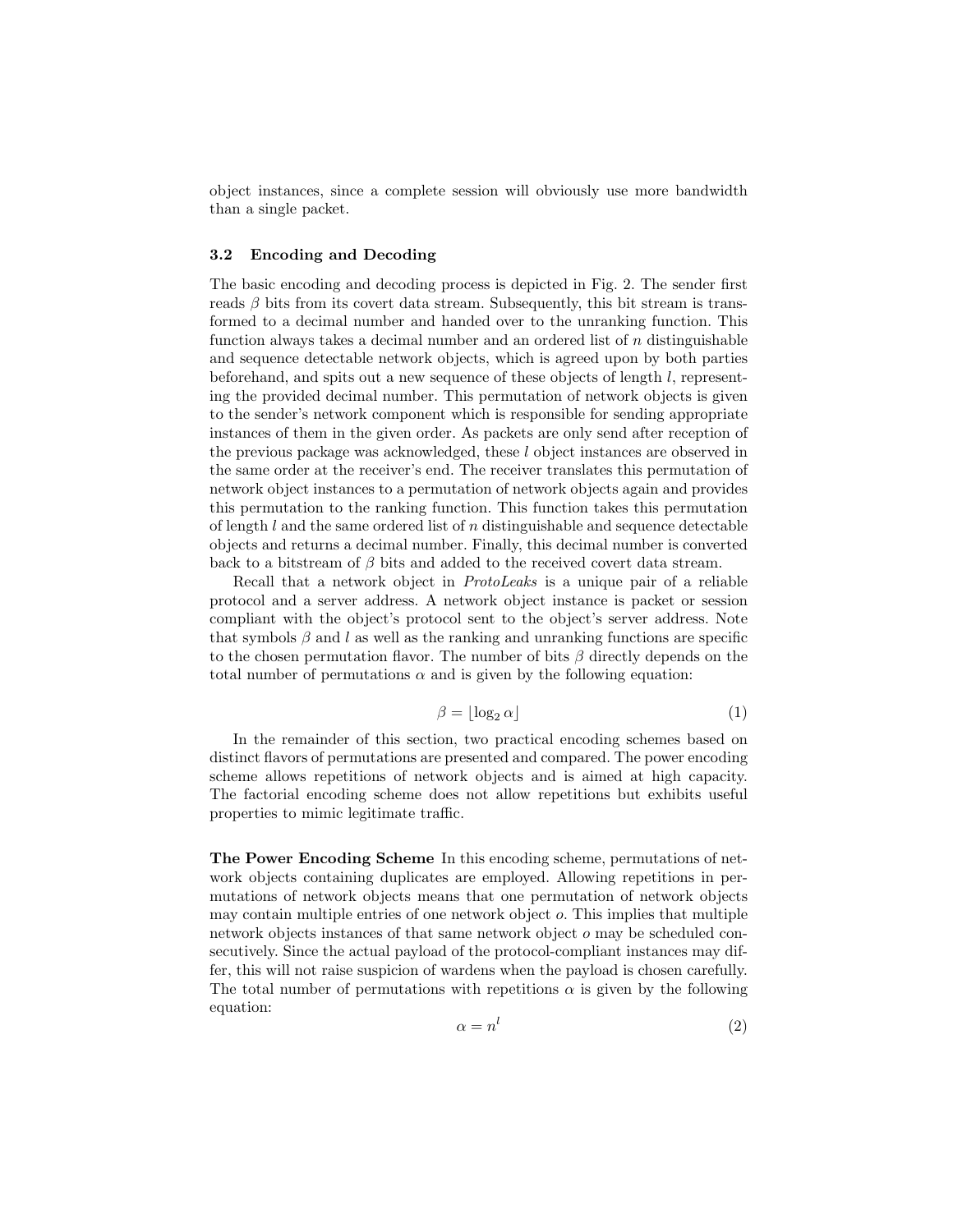object instances, since a complete session will obviously use more bandwidth than a single packet.

### 3.2 Encoding and Decoding

The basic encoding and decoding process is depicted in Fig. 2. The sender first reads $\beta$ bits from its covert data stream. Subsequently, this bit stream is transformed to a decimal number and handed over to the unranking function. This function always takes a decimal number and an ordered list of $n$ distinguishable and sequence detectable network objects, which is agreed upon by both parties beforehand, and spits out a new sequence of these objects of length $l$, representing the provided decimal number. This permutation of network objects is given to the sender's network component which is responsible for sending appropriate instances of them in the given order. As packets are only send after reception of the previous package was acknowledged, these $l$ object instances are observed in the same order at the receiver's end. The receiver translates this permutation of network object instances to a permutation of network objects again and provides this permutation to the ranking function. This function takes this permutation of length $l$ and the same ordered list of $n$ distinguishable and sequence detectable objects and returns a decimal number. Finally, this decimal number is converted back to a bitstream of $\beta$ bits and added to the received covert data stream.

Recall that a network object in *ProtoLeaks* is a unique pair of a reliable protocol and a server address. A network object instance is packet or session compliant with the object's protocol sent to the object's server address. Note that symbols $\beta$ and $l$ as well as the ranking and unranking functions are specific to the chosen permutation flavor. The number of bits $\beta$ directly depends on the total number of permutations $\alpha$ and is given by the following equation:

$$\beta = \lfloor \log_2 \alpha \rfloor \tag{1}$$

In the remainder of this section, two practical encoding schemes based on distinct flavors of permutations are presented and compared. The power encoding scheme allows repetitions of network objects and is aimed at high capacity. The factorial encoding scheme does not allow repetitions but exhibits useful properties to mimic legitimate traffic.

**The Power Encoding Scheme** In this encoding scheme, permutations of network objects containing duplicates are employed. Allowing repetitions in permutations of network objects means that one permutation of network objects may contain multiple entries of one network object $o$. This implies that multiple network objects instances of that same network object $o$ may be scheduled consecutively. Since the actual payload of the protocol-compliant instances may differ, this will not raise suspicion of wardens when the payload is chosen carefully. The total number of permutations with repetitions $\alpha$ is given by the following equation:

$$\alpha = n^l \tag{2}$$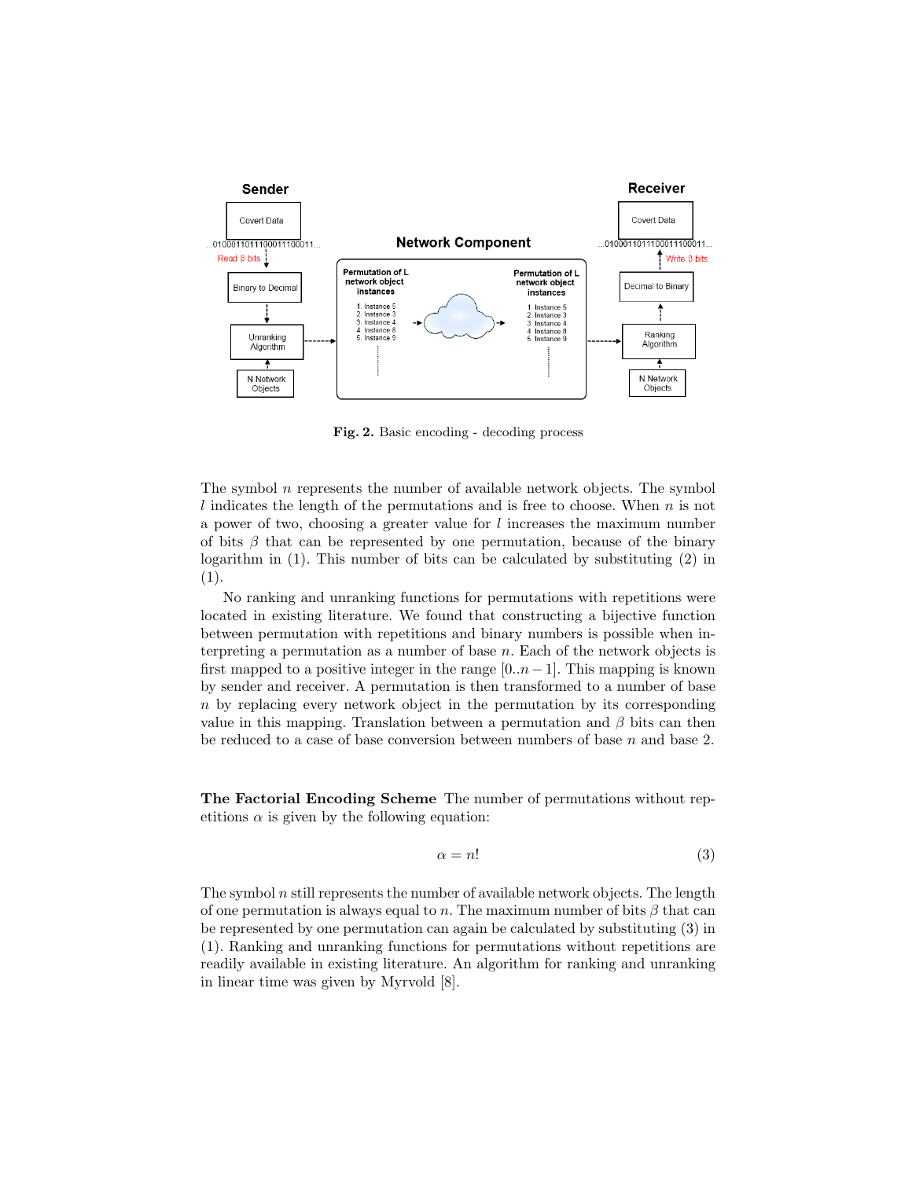**Fig. 2.** Basic encoding - decoding process

The symbol $n$ represents the number of available network objects. The symbol $l$ indicates the length of the permutations and is free to choose. When $n$ is not a power of two, choosing a greater value for $l$ increases the maximum number of bits $\beta$ that can be represented by one permutation, because of the binary logarithm in (1). This number of bits can be calculated by substituting (2) in (1).

No ranking and unranking functions for permutations with repetitions were located in existing literature. We found that constructing a bijective function between permutation with repetitions and binary numbers is possible when interpreting a permutation as a number of base $n$. Each of the network objects is first mapped to a positive integer in the range $[0..n-1]$. This mapping is known by sender and receiver. A permutation is then transformed to a number of base $n$ by replacing every network object in the permutation by its corresponding value in this mapping. Translation between a permutation and $\beta$ bits can then be reduced to a case of base conversion between numbers of base $n$ and base 2.

**The Factorial Encoding Scheme** The number of permutations without repetitions $\alpha$ is given by the following equation:

$$\alpha = n! \tag{3}$$

The symbol $n$ still represents the number of available network objects. The length of one permutation is always equal to $n$. The maximum number of bits $\beta$ that can be represented by one permutation can again be calculated by substituting (3) in (1). Ranking and unranking functions for permutations without repetitions are readily available in existing literature. An algorithm for ranking and unranking in linear time was given by Myrvold [8].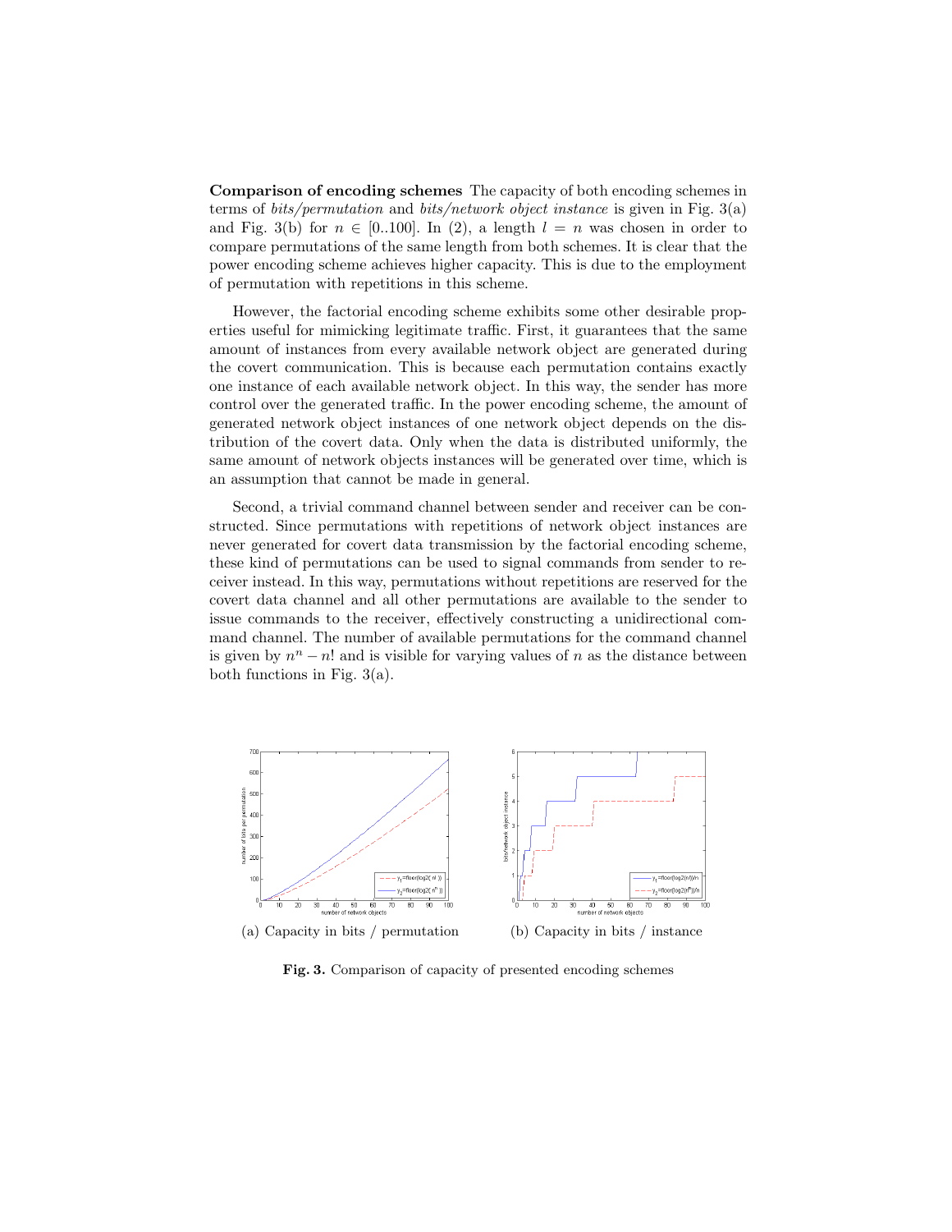**Comparison of encoding schemes** The capacity of both encoding schemes in terms of *bits/permutation* and *bits/network object instance* is given in Fig. 3(a) and Fig. 3(b) for $n \in [0..100]$. In (2), a length $l = n$ was chosen in order to compare permutations of the same length from both schemes. It is clear that the power encoding scheme achieves higher capacity. This is due to the employment of permutation with repetitions in this scheme.

However, the factorial encoding scheme exhibits some other desirable properties useful for mimicking legitimate traffic. First, it guarantees that the same amount of instances from every available network object are generated during the covert communication. This is because each permutation contains exactly one instance of each available network object. In this way, the sender has more control over the generated traffic. In the power encoding scheme, the amount of generated network object instances of one network object depends on the distribution of the covert data. Only when the data is distributed uniformly, the same amount of network objects instances will be generated over time, which is an assumption that cannot be made in general.

Second, a trivial command channel between sender and receiver can be constructed. Since permutations with repetitions of network object instances are never generated for covert data transmission by the factorial encoding scheme, these kind of permutations can be used to signal commands from sender to receiver instead. In this way, permutations without repetitions are reserved for the covert data channel and all other permutations are available to the sender to issue commands to the receiver, effectively constructing a unidirectional command channel. The number of available permutations for the command channel is given by $n^n - n!$ and is visible for varying values of $n$ as the distance between both functions in Fig. 3(a).

700
600
500
400
300
200
100
0
number of bits per permutation
0 10 20 30 40 50 60 70 80 90 100
number of network objects
$y_1$=floor(log2( n! ))
$y_2$=floor(log2( $n^n$ ))

(a) Capacity in bits / permutation

6
5
4
3
2
1
0
bits/network object instance
0 10 20 30 40 50 60 70 80 90 100
number of network objects
$y_1$=floor(log2(n!))/n
$y_2$=floor(log2($n^n$))/n

(b) Capacity in bits / instance

**Fig. 3.** Comparison of capacity of presented encoding schemes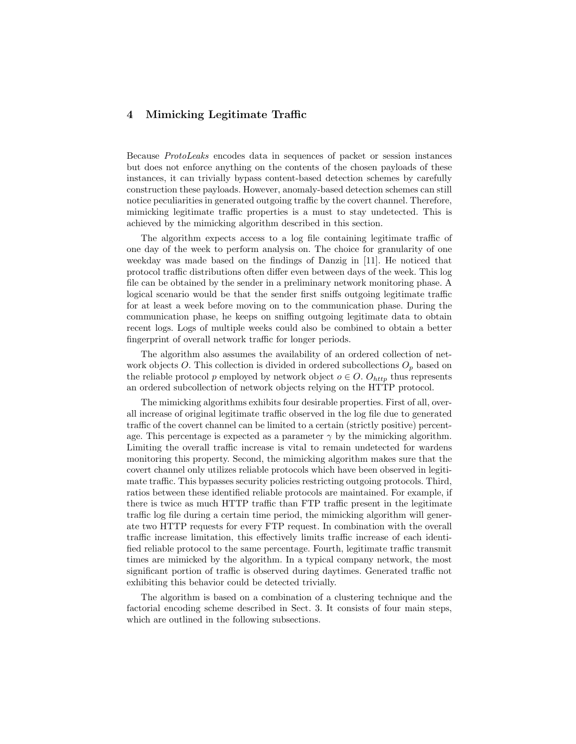## 4 Mimicking Legitimate Traffic

Because *ProtoLeaks* encodes data in sequences of packet or session instances but does not enforce anything on the contents of the chosen payloads of these instances, it can trivially bypass content-based detection schemes by carefully construction these payloads. However, anomaly-based detection schemes can still notice peculiarities in generated outgoing traffic by the covert channel. Therefore, mimicking legitimate traffic properties is a must to stay undetected. This is achieved by the mimicking algorithm described in this section.

The algorithm expects access to a log file containing legitimate traffic of one day of the week to perform analysis on. The choice for granularity of one weekday was made based on the findings of Danzig in [11]. He noticed that protocol traffic distributions often differ even between days of the week. This log file can be obtained by the sender in a preliminary network monitoring phase. A logical scenario would be that the sender first sniffs outgoing legitimate traffic for at least a week before moving on to the communication phase. During the communication phase, he keeps on sniffing outgoing legitimate data to obtain recent logs. Logs of multiple weeks could also be combined to obtain a better fingerprint of overall network traffic for longer periods.

The algorithm also assumes the availability of an ordered collection of network objects $O$. This collection is divided in ordered subcollections $O_p$ based on the reliable protocol $p$ employed by network object $o \in O$. $O_{http}$ thus represents an ordered subcollection of network objects relying on the HTTP protocol.

The mimicking algorithms exhibits four desirable properties. First of all, overall increase of original legitimate traffic observed in the log file due to generated traffic of the covert channel can be limited to a certain (strictly positive) percentage. This percentage is expected as a parameter $\gamma$ by the mimicking algorithm. Limiting the overall traffic increase is vital to remain undetected for wardens monitoring this property. Second, the mimicking algorithm makes sure that the covert channel only utilizes reliable protocols which have been observed in legitimate traffic. This bypasses security policies restricting outgoing protocols. Third, ratios between these identified reliable protocols are maintained. For example, if there is twice as much HTTP traffic than FTP traffic present in the legitimate traffic log file during a certain time period, the mimicking algorithm will generate two HTTP requests for every FTP request. In combination with the overall traffic increase limitation, this effectively limits traffic increase of each identified reliable protocol to the same percentage. Fourth, legitimate traffic transmit times are mimicked by the algorithm. In a typical company network, the most significant portion of traffic is observed during daytimes. Generated traffic not exhibiting this behavior could be detected trivially.

The algorithm is based on a combination of a clustering technique and the factorial encoding scheme described in Sect. 3. It consists of four main steps, which are outlined in the following subsections.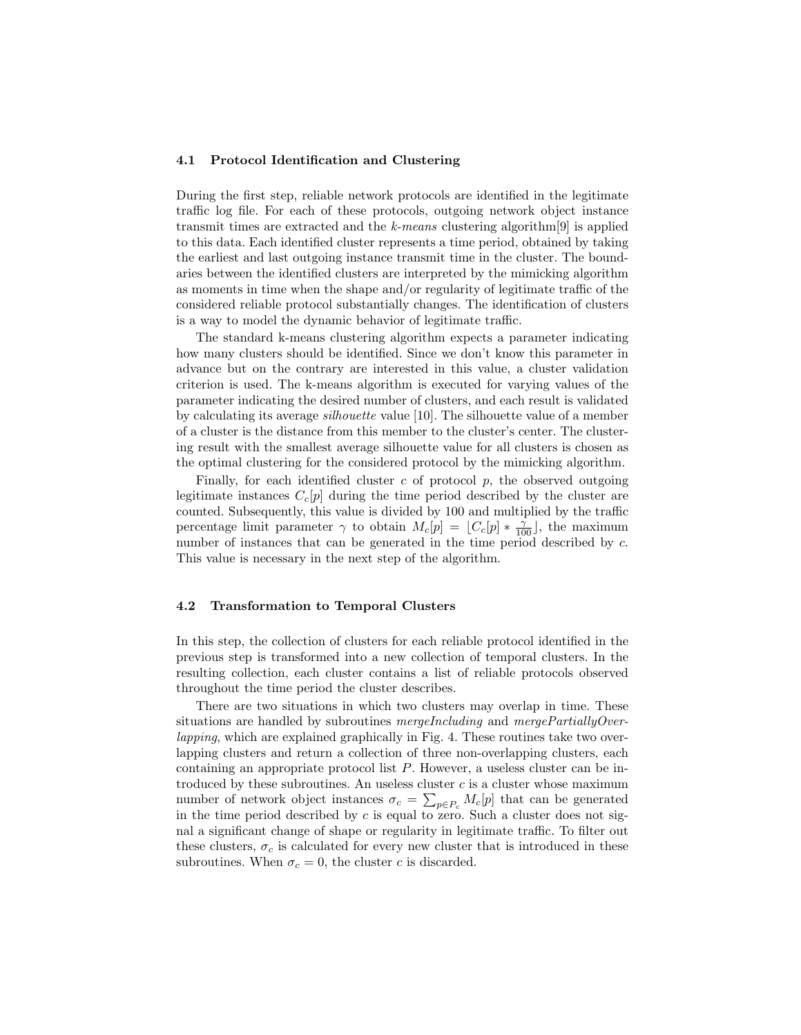### 4.1 Protocol Identification and Clustering

During the first step, reliable network protocols are identified in the legitimate traffic log file. For each of these protocols, outgoing network object instance transmit times are extracted and the *k-means* clustering algorithm[9] is applied to this data. Each identified cluster represents a time period, obtained by taking the earliest and last outgoing instance transmit time in the cluster. The boundaries between the identified clusters are interpreted by the mimicking algorithm as moments in time when the shape and/or regularity of legitimate traffic of the considered reliable protocol substantially changes. The identification of clusters is a way to model the dynamic behavior of legitimate traffic.

The standard k-means clustering algorithm expects a parameter indicating how many clusters should be identified. Since we don't know this parameter in advance but on the contrary are interested in this value, a cluster validation criterion is used. The k-means algorithm is executed for varying values of the parameter indicating the desired number of clusters, and each result is validated by calculating its average *silhouette* value [10]. The silhouette value of a member of a cluster is the distance from this member to the cluster's center. The clustering result with the smallest average silhouette value for all clusters is chosen as the optimal clustering for the considered protocol by the mimicking algorithm.

Finally, for each identified cluster $c$ of protocol $p$, the observed outgoing legitimate instances $C_c[p]$ during the time period described by the cluster are counted. Subsequently, this value is divided by 100 and multiplied by the traffic percentage limit parameter $\gamma$ to obtain $M_c[p] = \lfloor C_c[p] * \frac{\gamma}{100} \rfloor$, the maximum number of instances that can be generated in the time period described by $c$. This value is necessary in the next step of the algorithm.

### 4.2 Transformation to Temporal Clusters

In this step, the collection of clusters for each reliable protocol identified in the previous step is transformed into a new collection of temporal clusters. In the resulting collection, each cluster contains a list of reliable protocols observed throughout the time period the cluster describes.

There are two situations in which two clusters may overlap in time. These situations are handled by subroutines *mergeIncluding* and *mergePartiallyOverlapping*, which are explained graphically in Fig. 4. These routines take two overlapping clusters and return a collection of three non-overlapping clusters, each containing an appropriate protocol list $P$. However, a useless cluster can be introduced by these subroutines. An useless cluster $c$ is a cluster whose maximum number of network object instances $\sigma_c = \sum_{p \in P_c} M_c[p]$ that can be generated in the time period described by $c$ is equal to zero. Such a cluster does not signal a significant change of shape or regularity in legitimate traffic. To filter out these clusters, $\sigma_c$ is calculated for every new cluster that is introduced in these subroutines. When $\sigma_c = 0$, the cluster $c$ is discarded.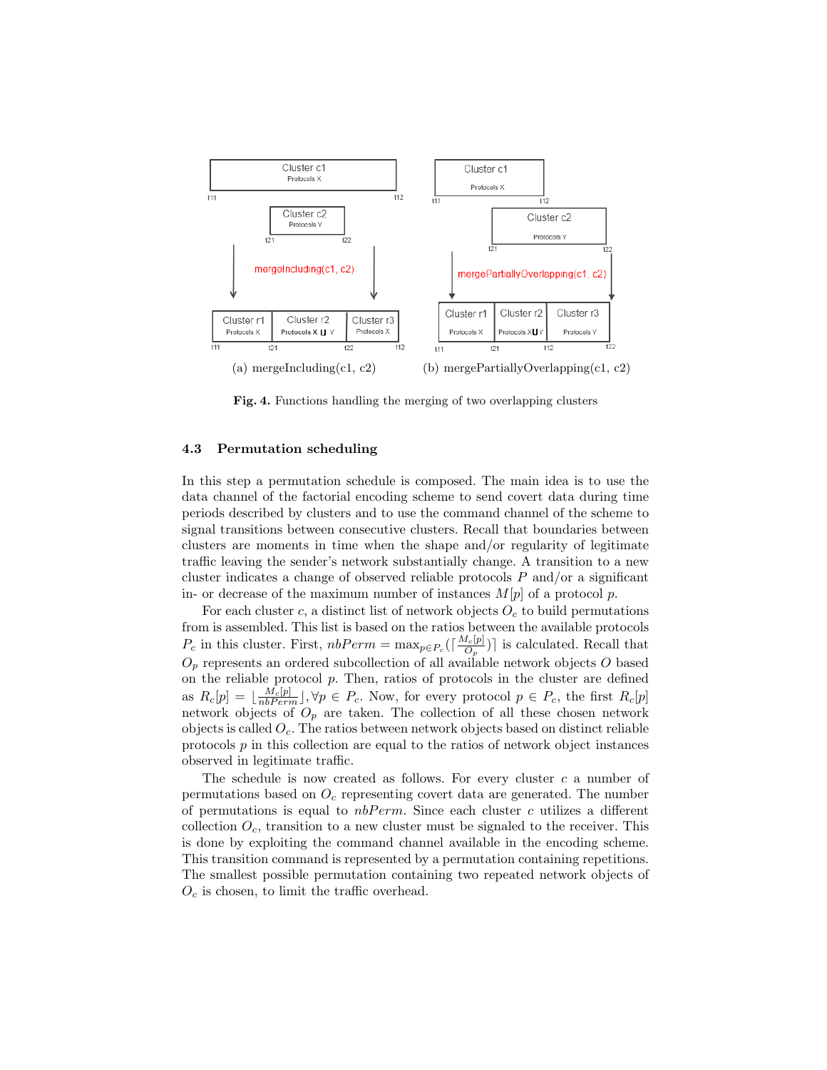(a) mergeIncluding(c1, c2)  (b) mergePartiallyOverlapping(c1, c2)

**Fig. 4.** Functions handling the merging of two overlapping clusters

### 4.3 Permutation scheduling

In this step a permutation schedule is composed. The main idea is to use the data channel of the factorial encoding scheme to send covert data during time periods described by clusters and to use the command channel of the scheme to signal transitions between consecutive clusters. Recall that boundaries between clusters are moments in time when the shape and/or regularity of legitimate traffic leaving the sender's network substantially change. A transition to a new cluster indicates a change of observed reliable protocols $P$ and/or a significant in- or decrease of the maximum number of instances $M[p]$ of a protocol $p$.

For each cluster $c$, a distinct list of network objects $O_c$ to build permutations from is assembled. This list is based on the ratios between the available protocols $P_c$ in this cluster. First, $nbPerm = \max_{p \in P_c}(\lceil \frac{M_c[p]}{O_p} \rceil)$ is calculated. Recall that $O_p$ represents an ordered subcollection of all available network objects $O$ based on the reliable protocol $p$. Then, ratios of protocols in the cluster are defined as $R_c[p] = \lfloor \frac{M_c[p]}{nbPerm} \rfloor, \forall p \in P_c$. Now, for every protocol $p \in P_c$, the first $R_c[p]$ network objects of $O_p$ are taken. The collection of all these chosen network objects is called $O_c$. The ratios between network objects based on distinct reliable protocols $p$ in this collection are equal to the ratios of network object instances observed in legitimate traffic.

The schedule is now created as follows. For every cluster $c$ a number of permutations based on $O_c$ representing covert data are generated. The number of permutations is equal to $nbPerm$. Since each cluster $c$ utilizes a different collection $O_c$, transition to a new cluster must be signaled to the receiver. This is done by exploiting the command channel available in the encoding scheme. This transition command is represented by a permutation containing repetitions. The smallest possible permutation containing two repeated network objects of $O_c$ is chosen, to limit the traffic overhead.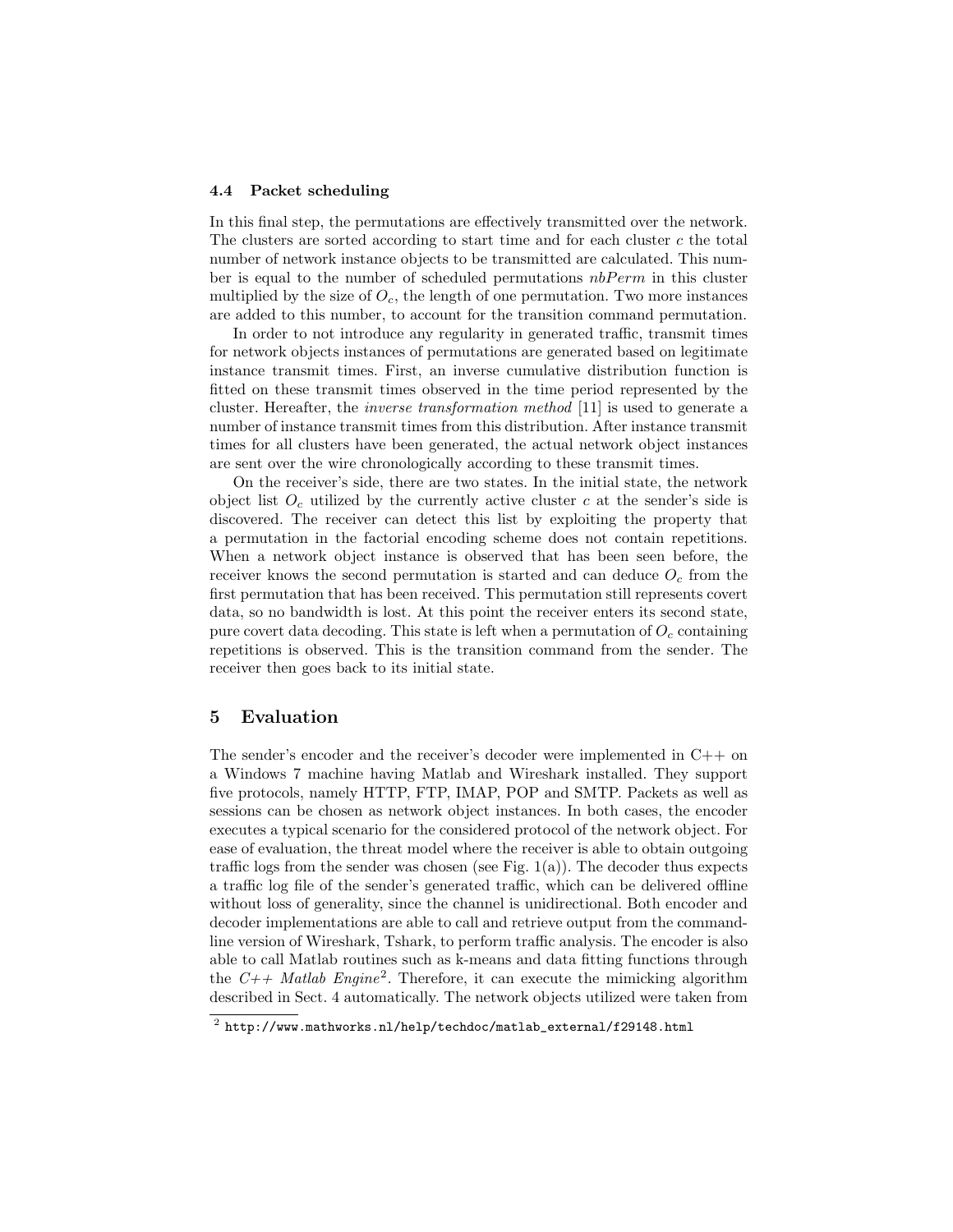### 4.4 Packet scheduling

In this final step, the permutations are effectively transmitted over the network. The clusters are sorted according to start time and for each cluster $c$ the total number of network instance objects to be transmitted are calculated. This number is equal to the number of scheduled permutations $nbPerm$ in this cluster multiplied by the size of $O_c$, the length of one permutation. Two more instances are added to this number, to account for the transition command permutation.

In order to not introduce any regularity in generated traffic, transmit times for network objects instances of permutations are generated based on legitimate instance transmit times. First, an inverse cumulative distribution function is fitted on these transmit times observed in the time period represented by the cluster. Hereafter, the *inverse transformation method* [11] is used to generate a number of instance transmit times from this distribution. After instance transmit times for all clusters have been generated, the actual network object instances are sent over the wire chronologically according to these transmit times.

On the receiver's side, there are two states. In the initial state, the network object list $O_c$ utilized by the currently active cluster $c$ at the sender's side is discovered. The receiver can detect this list by exploiting the property that a permutation in the factorial encoding scheme does not contain repetitions. When a network object instance is observed that has been seen before, the receiver knows the second permutation is started and can deduce $O_c$ from the first permutation that has been received. This permutation still represents covert data, so no bandwidth is lost. At this point the receiver enters its second state, pure covert data decoding. This state is left when a permutation of $O_c$ containing repetitions is observed. This is the transition command from the sender. The receiver then goes back to its initial state.

## 5 Evaluation

The sender's encoder and the receiver's decoder were implemented in C++ on a Windows 7 machine having Matlab and Wireshark installed. They support five protocols, namely HTTP, FTP, IMAP, POP and SMTP. Packets as well as sessions can be chosen as network object instances. In both cases, the encoder executes a typical scenario for the considered protocol of the network object. For ease of evaluation, the threat model where the receiver is able to obtain outgoing traffic logs from the sender was chosen (see Fig. 1(a)). The decoder thus expects a traffic log file of the sender's generated traffic, which can be delivered offline without loss of generality, since the channel is unidirectional. Both encoder and decoder implementations are able to call and retrieve output from the command-line version of Wireshark, Tshark, to perform traffic analysis. The encoder is also able to call Matlab routines such as k-means and data fitting functions through the *C++ Matlab Engine*[2]. Therefore, it can execute the mimicking algorithm described in Sect. 4 automatically. The network objects utilized were taken from

[2] http://www.mathworks.nl/help/techdoc/matlab_external/f29148.html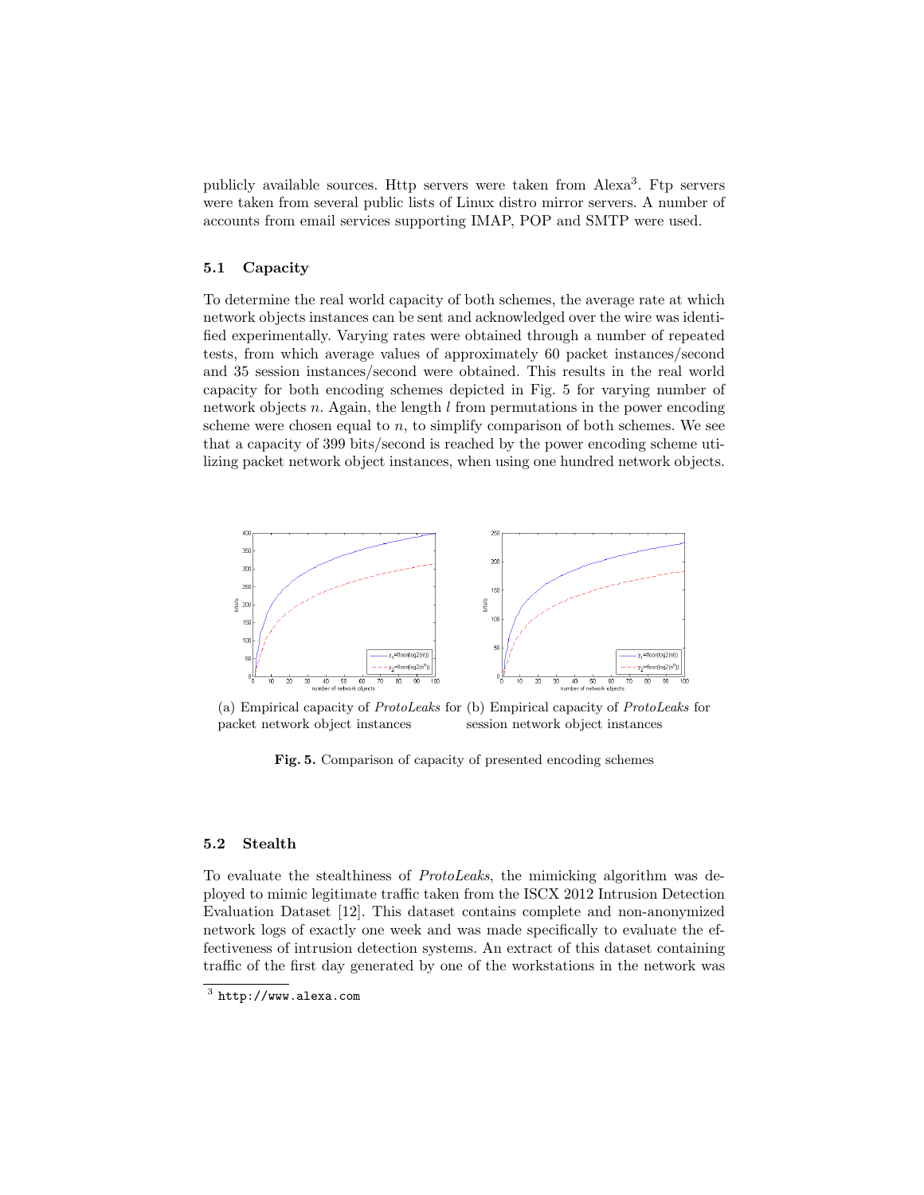publicly available sources. Http servers were taken from Alexa[3]. Ftp servers were taken from several public lists of Linux distro mirror servers. A number of accounts from email services supporting IMAP, POP and SMTP were used.

### 5.1 Capacity

To determine the real world capacity of both schemes, the average rate at which network objects instances can be sent and acknowledged over the wire was identified experimentally. Varying rates were obtained through a number of repeated tests, from which average values of approximately 60 packet instances/second and 35 session instances/second were obtained. This results in the real world capacity for both encoding schemes depicted in Fig. 5 for varying number of network objects $n$. Again, the length $l$ from permutations in the power encoding scheme were chosen equal to $n$, to simplify comparison of both schemes. We see that a capacity of 399 bits/second is reached by the power encoding scheme utilizing packet network object instances, when using one hundred network objects.

(a) Empirical capacity of *ProtoLeaks* for packet network object instances

(b) Empirical capacity of *ProtoLeaks* for session network object instances

**Fig. 5.** Comparison of capacity of presented encoding schemes

### 5.2 Stealth

To evaluate the stealthiness of *ProtoLeaks*, the mimicking algorithm was deployed to mimic legitimate traffic taken from the ISCX 2012 Intrusion Detection Evaluation Dataset [12]. This dataset contains complete and non-anonymized network logs of exactly one week and was made specifically to evaluate the effectiveness of intrusion detection systems. An extract of this dataset containing traffic of the first day generated by one of the workstations in the network was

[3] http://www.alexa.com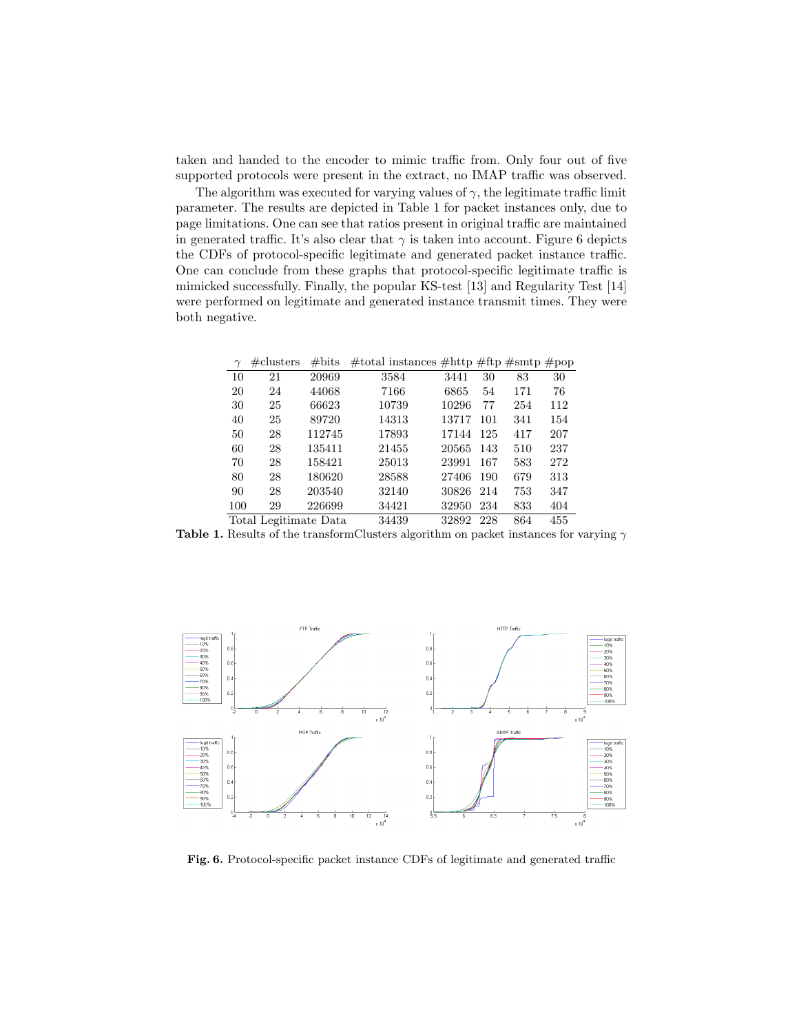taken and handed to the encoder to mimic traffic from. Only four out of five supported protocols were present in the extract, no IMAP traffic was observed.

The algorithm was executed for varying values of $\gamma$, the legitimate traffic limit parameter. The results are depicted in Table 1 for packet instances only, due to page limitations. One can see that ratios present in original traffic are maintained in generated traffic. It's also clear that $\gamma$ is taken into account. Figure 6 depicts the CDFs of protocol-specific legitimate and generated packet instance traffic. One can conclude from these graphs that protocol-specific legitimate traffic is mimicked successfully. Finally, the popular KS-test [13] and Regularity Test [14] were performed on legitimate and generated instance transmit times. They were both negative.

| $\gamma$ | #clusters | #bits | #total instances | #http | #ftp | #smtp | #pop |
|---|---|---|---|---|---|---|---|
| 10 | 21 | 20969 | 3584 | 3441 | 30 | 83 | 30 |
| 20 | 24 | 44068 | 7166 | 6865 | 54 | 171 | 76 |
| 30 | 25 | 66623 | 10739 | 10296 | 77 | 254 | 112 |
| 40 | 25 | 89720 | 14313 | 13717 | 101 | 341 | 154 |
| 50 | 28 | 112745 | 17893 | 17144 | 125 | 417 | 207 |
| 60 | 28 | 135411 | 21455 | 20565 | 143 | 510 | 237 |
| 70 | 28 | 158421 | 25013 | 23991 | 167 | 583 | 272 |
| 80 | 28 | 180620 | 28588 | 27406 | 190 | 679 | 313 |
| 90 | 28 | 203540 | 32140 | 30826 | 214 | 753 | 347 |
| 100 | 29 | 226699 | 34421 | 32950 | 234 | 833 | 404 |
| Total Legitimate Data | | | 34439 | 32892 | 228 | 864 | 455 |

**Table 1.** Results of the transformClusters algorithm on packet instances for varying $\gamma$

**Fig. 6.** Protocol-specific packet instance CDFs of legitimate and generated traffic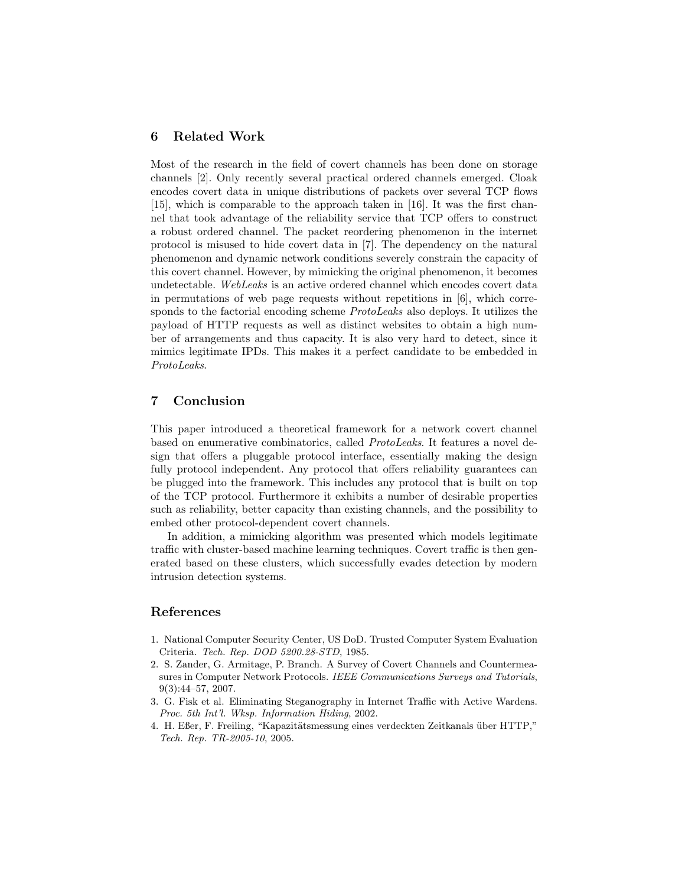## 6 Related Work

Most of the research in the field of covert channels has been done on storage channels [2]. Only recently several practical ordered channels emerged. Cloak encodes covert data in unique distributions of packets over several TCP flows [15], which is comparable to the approach taken in [16]. It was the first channel that took advantage of the reliability service that TCP offers to construct a robust ordered channel. The packet reordering phenomenon in the internet protocol is misused to hide covert data in [7]. The dependency on the natural phenomenon and dynamic network conditions severely constrain the capacity of this covert channel. However, by mimicking the original phenomenon, it becomes undetectable. *WebLeaks* is an active ordered channel which encodes covert data in permutations of web page requests without repetitions in [6], which corresponds to the factorial encoding scheme *ProtoLeaks* also deploys. It utilizes the payload of HTTP requests as well as distinct websites to obtain a high number of arrangements and thus capacity. It is also very hard to detect, since it mimics legitimate IPDs. This makes it a perfect candidate to be embedded in *ProtoLeaks*.

## 7 Conclusion

This paper introduced a theoretical framework for a network covert channel based on enumerative combinatorics, called *ProtoLeaks*. It features a novel design that offers a pluggable protocol interface, essentially making the design fully protocol independent. Any protocol that offers reliability guarantees can be plugged into the framework. This includes any protocol that is built on top of the TCP protocol. Furthermore it exhibits a number of desirable properties such as reliability, better capacity than existing channels, and the possibility to embed other protocol-dependent covert channels.

In addition, a mimicking algorithm was presented which models legitimate traffic with cluster-based machine learning techniques. Covert traffic is then generated based on these clusters, which successfully evades detection by modern intrusion detection systems.

## References

1. National Computer Security Center, US DoD. Trusted Computer System Evaluation Criteria. *Tech. Rep. DOD 5200.28-STD*, 1985.
2. S. Zander, G. Armitage, P. Branch. A Survey of Covert Channels and Countermeasures in Computer Network Protocols. *IEEE Communications Surveys and Tutorials*, 9(3):44–57, 2007.
3. G. Fisk et al. Eliminating Steganography in Internet Traffic with Active Wardens. *Proc. 5th Int'l. Wksp. Information Hiding*, 2002.
4. H. Eßer, F. Freiling, "Kapazitätsmessung eines verdeckten Zeitkanals über HTTP," *Tech. Rep. TR-2005-10*, 2005.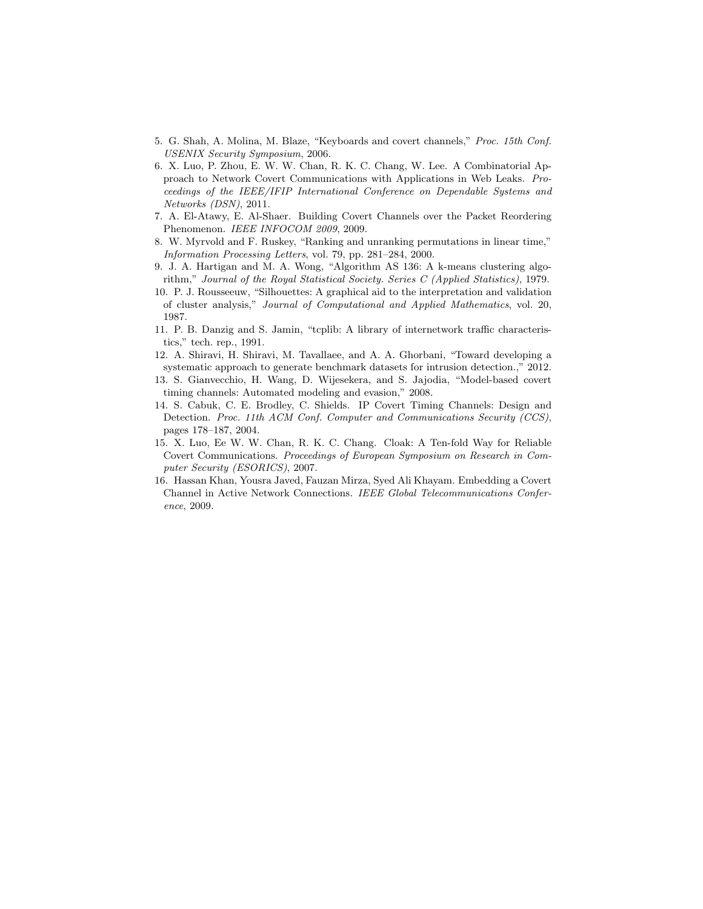5. G. Shah, A. Molina, M. Blaze, "Keyboards and covert channels," *Proc. 15th Conf. USENIX Security Symposium*, 2006.
6. X. Luo, P. Zhou, E. W. W. Chan, R. K. C. Chang, W. Lee. A Combinatorial Approach to Network Covert Communications with Applications in Web Leaks. *Proceedings of the IEEE/IFIP International Conference on Dependable Systems and Networks (DSN)*, 2011.
7. A. El-Atawy, E. Al-Shaer. Building Covert Channels over the Packet Reordering Phenomenon. *IEEE INFOCOM 2009*, 2009.
8. W. Myrvold and F. Ruskey, "Ranking and unranking permutations in linear time," *Information Processing Letters*, vol. 79, pp. 281–284, 2000.
9. J. A. Hartigan and M. A. Wong, "Algorithm AS 136: A k-means clustering algorithm," *Journal of the Royal Statistical Society. Series C (Applied Statistics)*, 1979.
10. P. J. Rousseeuw, "Silhouettes: A graphical aid to the interpretation and validation of cluster analysis," *Journal of Computational and Applied Mathematics*, vol. 20, 1987.
11. P. B. Danzig and S. Jamin, "tcplib: A library of internetwork traffic characteristics," tech. rep., 1991.
12. A. Shiravi, H. Shiravi, M. Tavallaee, and A. A. Ghorbani, "Toward developing a systematic approach to generate benchmark datasets for intrusion detection.," 2012.
13. S. Gianvecchio, H. Wang, D. Wijesekera, and S. Jajodia, "Model-based covert timing channels: Automated modeling and evasion," 2008.
14. S. Cabuk, C. E. Brodley, C. Shields. IP Covert Timing Channels: Design and Detection. *Proc. 11th ACM Conf. Computer and Communications Security (CCS)*, pages 178–187, 2004.
15. X. Luo, Ee W. W. Chan, R. K. C. Chang. Cloak: A Ten-fold Way for Reliable Covert Communications. *Proceedings of European Symposium on Research in Computer Security (ESORICS)*, 2007.
16. Hassan Khan, Yousra Javed, Fauzan Mirza, Syed Ali Khayam. Embedding a Covert Channel in Active Network Connections. *IEEE Global Telecommunications Conference*, 2009.